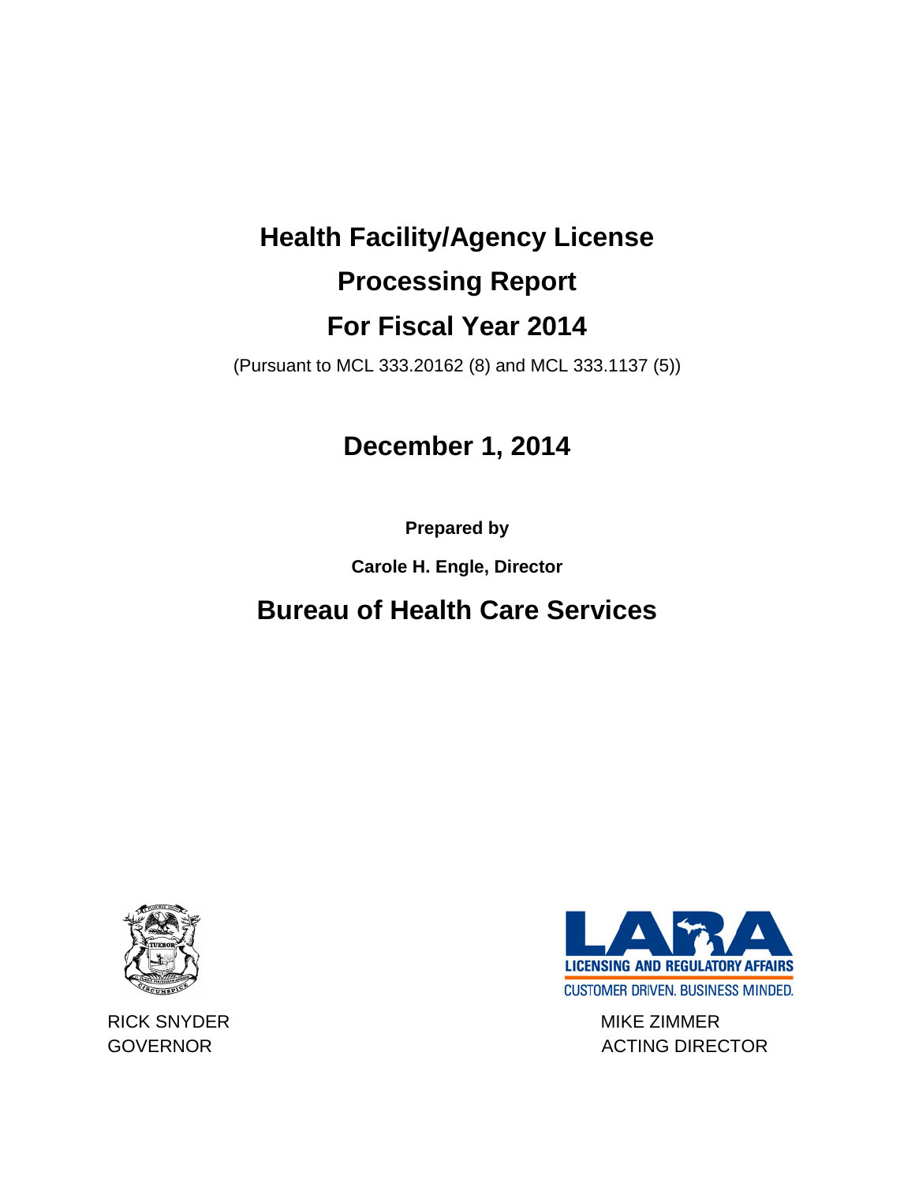# Health Facility/Agency License Processing Report For Fiscal Year 2014

(Pursuant to MCL 333.20162 (8) and MCL 333.1137 (5))

## December 1, 2014

**Prepared by**

**Carole H. Engle, Director**

## Bureau of Health Care Services

LICENSING AND REGULATORY AFFAIRS

CUSTOMER DRIVEN. BUSINESS MINDED.

RICK SNYDER
GOVERNOR

MIKE ZIMMER
ACTING DIRECTOR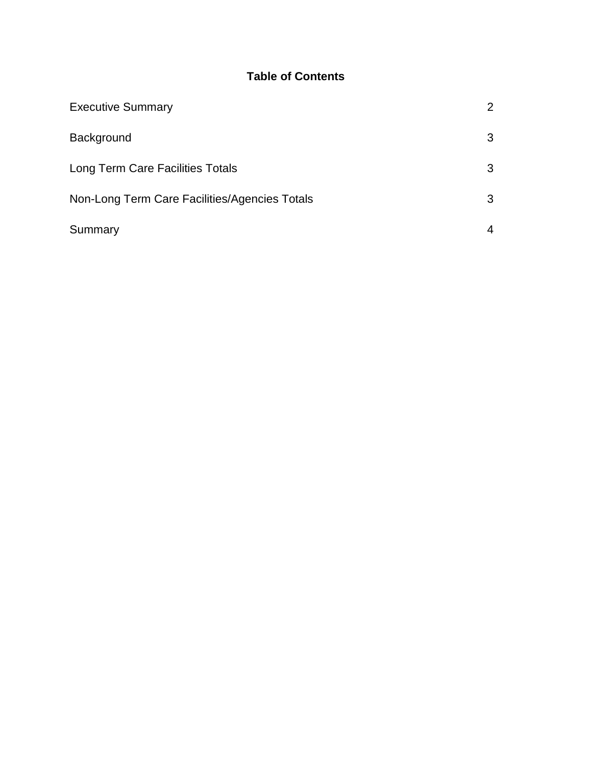**Table of Contents**

| | |
|---|---|
| Executive Summary | 2 |
| Background | 3 |
| Long Term Care Facilities Totals | 3 |
| Non-Long Term Care Facilities/Agencies Totals | 3 |
| Summary | 4 |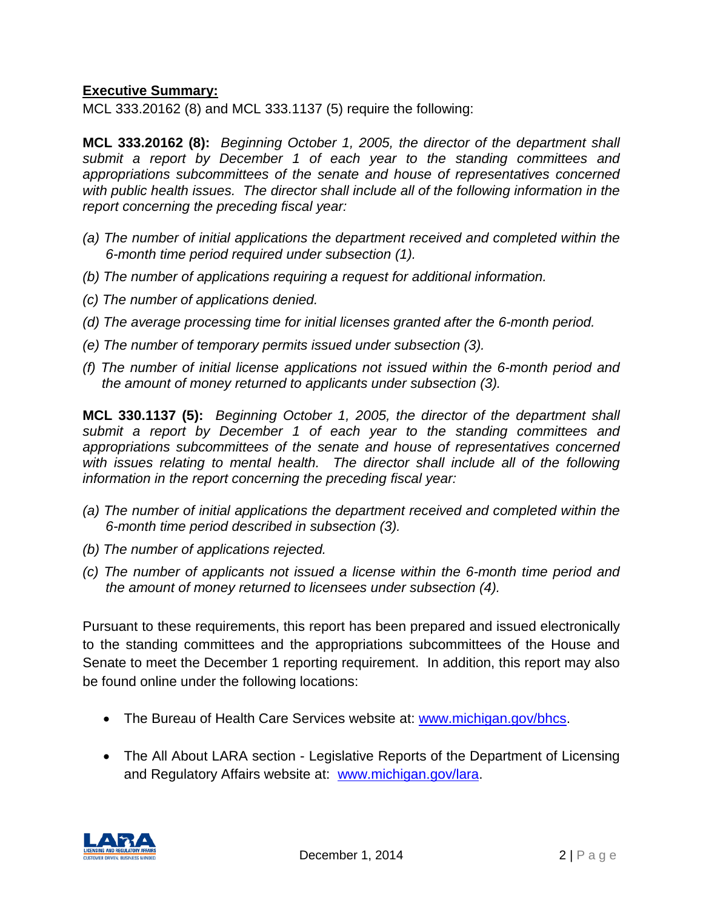**Executive Summary:**

MCL 333.20162 (8) and MCL 333.1137 (5) require the following:

**MCL 333.20162 (8):** *Beginning October 1, 2005, the director of the department shall submit a report by December 1 of each year to the standing committees and appropriations subcommittees of the senate and house of representatives concerned with public health issues. The director shall include all of the following information in the report concerning the preceding fiscal year:*

*(a) The number of initial applications the department received and completed within the 6-month time period required under subsection (1).*

*(b) The number of applications requiring a request for additional information.*

*(c) The number of applications denied.*

*(d) The average processing time for initial licenses granted after the 6-month period.*

*(e) The number of temporary permits issued under subsection (3).*

*(f) The number of initial license applications not issued within the 6-month period and the amount of money returned to applicants under subsection (3).*

**MCL 330.1137 (5):** *Beginning October 1, 2005, the director of the department shall submit a report by December 1 of each year to the standing committees and appropriations subcommittees of the senate and house of representatives concerned with issues relating to mental health. The director shall include all of the following information in the report concerning the preceding fiscal year:*

*(a) The number of initial applications the department received and completed within the 6-month time period described in subsection (3).*

*(b) The number of applications rejected.*

*(c) The number of applicants not issued a license within the 6-month time period and the amount of money returned to licensees under subsection (4).*

Pursuant to these requirements, this report has been prepared and issued electronically to the standing committees and the appropriations subcommittees of the House and Senate to meet the December 1 reporting requirement. In addition, this report may also be found online under the following locations:

- The Bureau of Health Care Services website at: www.michigan.gov/bhcs.
- The All About LARA section - Legislative Reports of the Department of Licensing and Regulatory Affairs website at: www.michigan.gov/lara.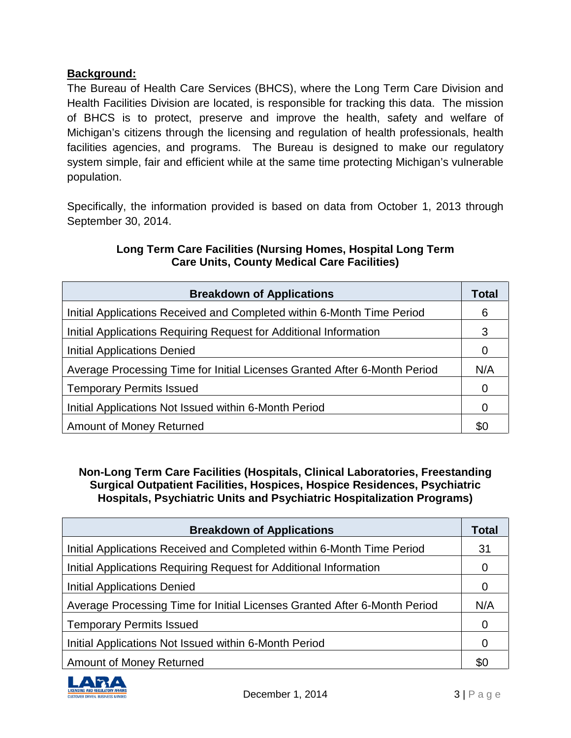**Background:**

The Bureau of Health Care Services (BHCS), where the Long Term Care Division and Health Facilities Division are located, is responsible for tracking this data. The mission of BHCS is to protect, preserve and improve the health, safety and welfare of Michigan's citizens through the licensing and regulation of health professionals, health facilities agencies, and programs. The Bureau is designed to make our regulatory system simple, fair and efficient while at the same time protecting Michigan's vulnerable population.

Specifically, the information provided is based on data from October 1, 2013 through September 30, 2014.

**Long Term Care Facilities (Nursing Homes, Hospital Long Term Care Units, County Medical Care Facilities)**

| Breakdown of Applications | Total |
|---|---|
| Initial Applications Received and Completed within 6-Month Time Period | 6 |
| Initial Applications Requiring Request for Additional Information | 3 |
| Initial Applications Denied | 0 |
| Average Processing Time for Initial Licenses Granted After 6-Month Period | N/A |
| Temporary Permits Issued | 0 |
| Initial Applications Not Issued within 6-Month Period | 0 |
| Amount of Money Returned | $0 |

**Non-Long Term Care Facilities (Hospitals, Clinical Laboratories, Freestanding Surgical Outpatient Facilities, Hospices, Hospice Residences, Psychiatric Hospitals, Psychiatric Units and Psychiatric Hospitalization Programs)**

| Breakdown of Applications | Total |
|---|---|
| Initial Applications Received and Completed within 6-Month Time Period | 31 |
| Initial Applications Requiring Request for Additional Information | 0 |
| Initial Applications Denied | 0 |
| Average Processing Time for Initial Licenses Granted After 6-Month Period | N/A |
| Temporary Permits Issued | 0 |
| Initial Applications Not Issued within 6-Month Period | 0 |
| Amount of Money Returned | $0 |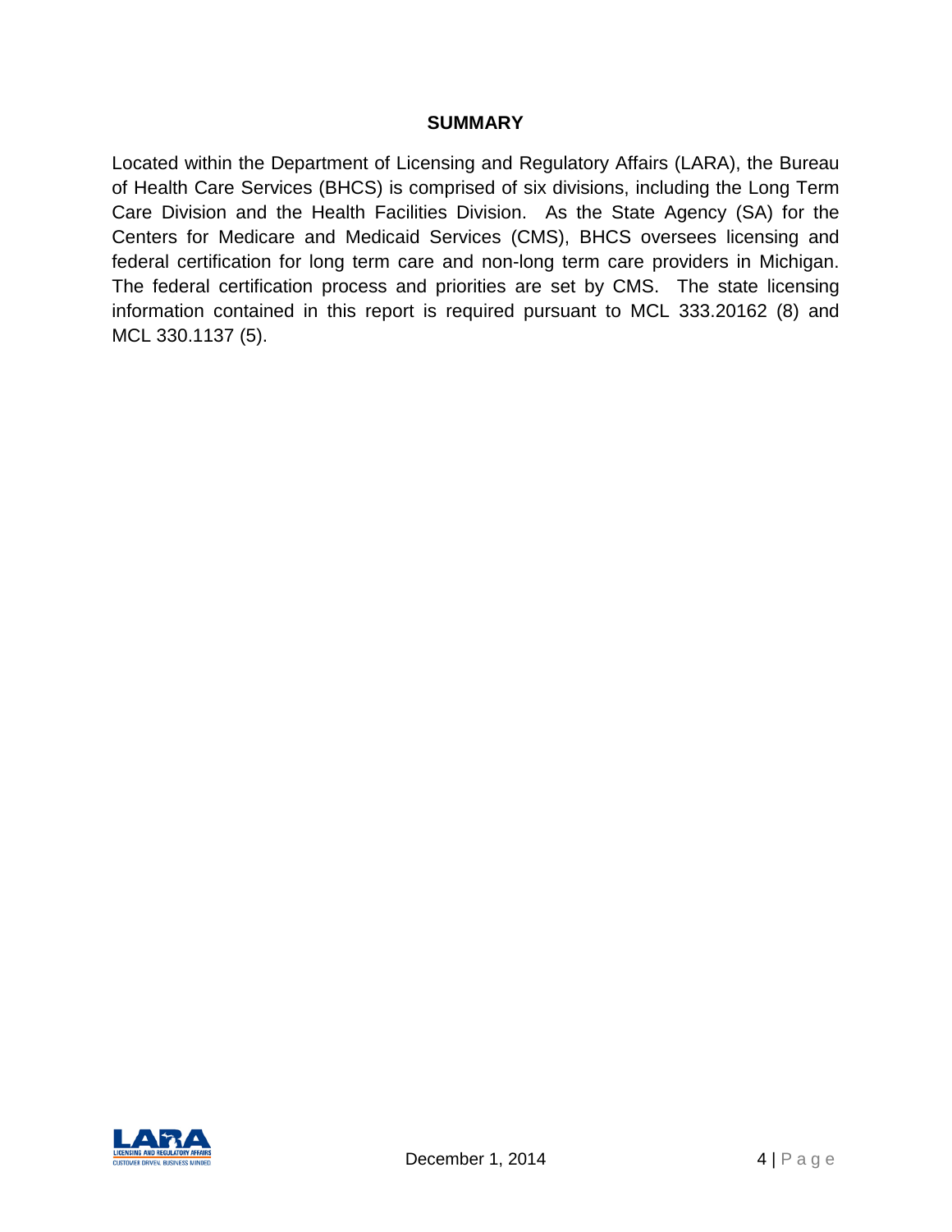## SUMMARY

Located within the Department of Licensing and Regulatory Affairs (LARA), the Bureau of Health Care Services (BHCS) is comprised of six divisions, including the Long Term Care Division and the Health Facilities Division. As the State Agency (SA) for the Centers for Medicare and Medicaid Services (CMS), BHCS oversees licensing and federal certification for long term care and non-long term care providers in Michigan. The federal certification process and priorities are set by CMS. The state licensing information contained in this report is required pursuant to MCL 333.20162 (8) and MCL 330.1137 (5).